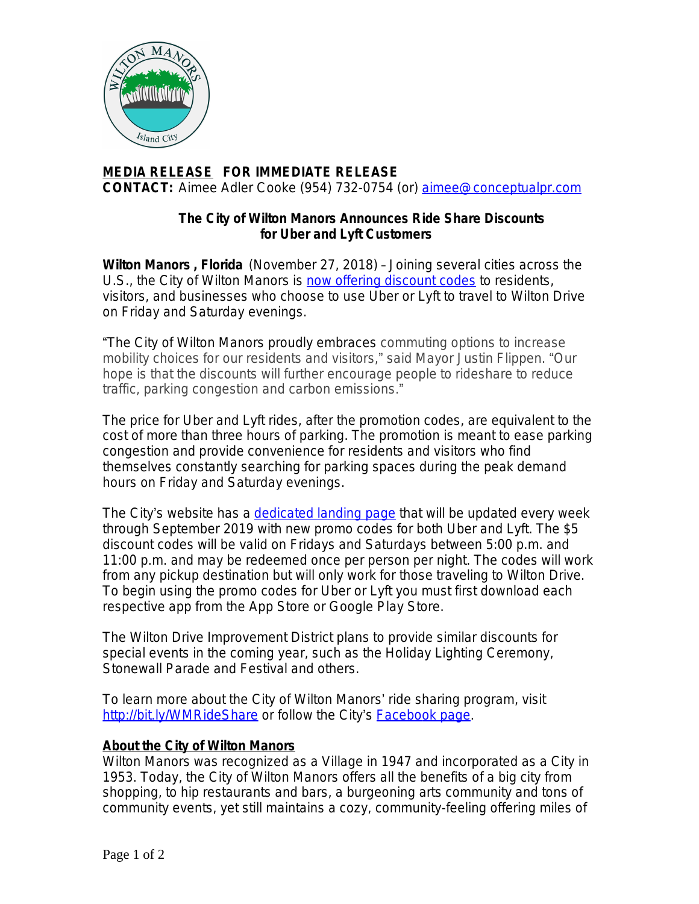**MEDIA RELEASE** **FOR IMMEDIATE RELEASE**
**CONTACT:** Aimee Adler Cooke (954) 732-0754 (or) aimee@conceptualpr.com

**The City of Wilton Manors Announces Ride Share Discounts for Uber and Lyft Customers**

**Wilton Manors , Florida** (November 27, 2018) – Joining several cities across the U.S., the City of Wilton Manors is now offering discount codes to residents, visitors, and businesses who choose to use Uber or Lyft to travel to Wilton Drive on Friday and Saturday evenings.

"The City of Wilton Manors proudly embraces commuting options to increase mobility choices for our residents and visitors," said Mayor Justin Flippen. "Our hope is that the discounts will further encourage people to rideshare to reduce traffic, parking congestion and carbon emissions."

The price for Uber and Lyft rides, after the promotion codes, are equivalent to the cost of more than three hours of parking. The promotion is meant to ease parking congestion and provide convenience for residents and visitors who find themselves constantly searching for parking spaces during the peak demand hours on Friday and Saturday evenings.

The City's website has a dedicated landing page that will be updated every week through September 2019 with new promo codes for both Uber and Lyft. The $5 discount codes will be valid on Fridays and Saturdays between 5:00 p.m. and 11:00 p.m. and may be redeemed once per person per night. The codes will work from any pickup destination but will only work for those traveling to Wilton Drive. To begin using the promo codes for Uber or Lyft you must first download each respective app from the App Store or Google Play Store.

The Wilton Drive Improvement District plans to provide similar discounts for special events in the coming year, such as the Holiday Lighting Ceremony, Stonewall Parade and Festival and others.

To learn more about the City of Wilton Manors' ride sharing program, visit http://bit.ly/WMRideShare or follow the City's Facebook page.

**About the City of Wilton Manors**
Wilton Manors was recognized as a Village in 1947 and incorporated as a City in 1953. Today, the City of Wilton Manors offers all the benefits of a big city from shopping, to hip restaurants and bars, a burgeoning arts community and tons of community events, yet still maintains a cozy, community-feeling offering miles of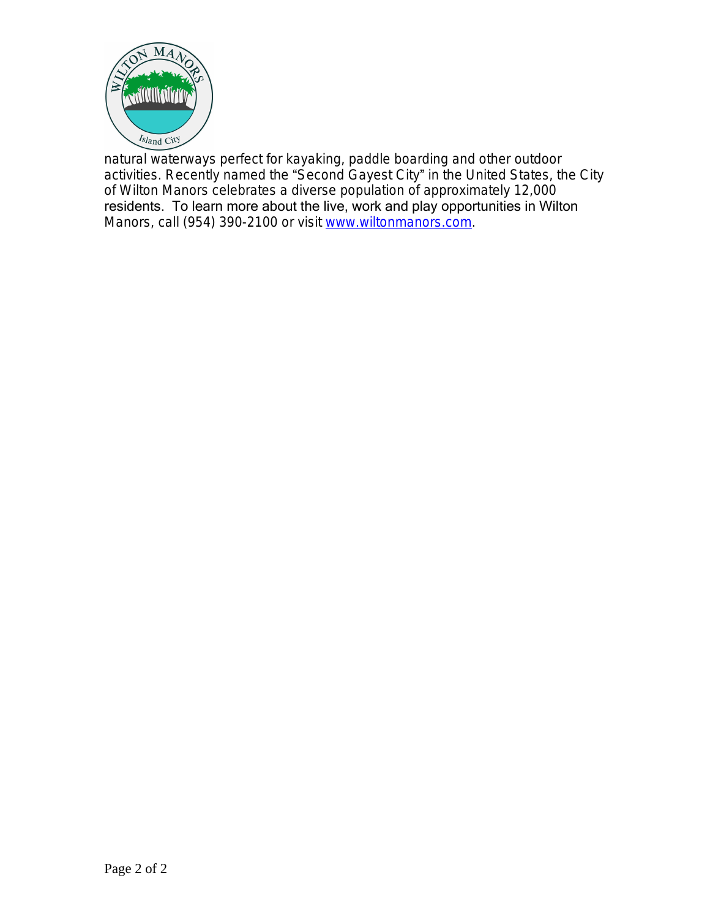natural waterways perfect for kayaking, paddle boarding and other outdoor activities. Recently named the "Second Gayest City" in the United States, the City of Wilton Manors celebrates a diverse population of approximately 12,000 residents. To learn more about the live, work and play opportunities in Wilton Manors, call (954) 390-2100 or visit [www.wiltonmanors.com](http://www.wiltonmanors.com).